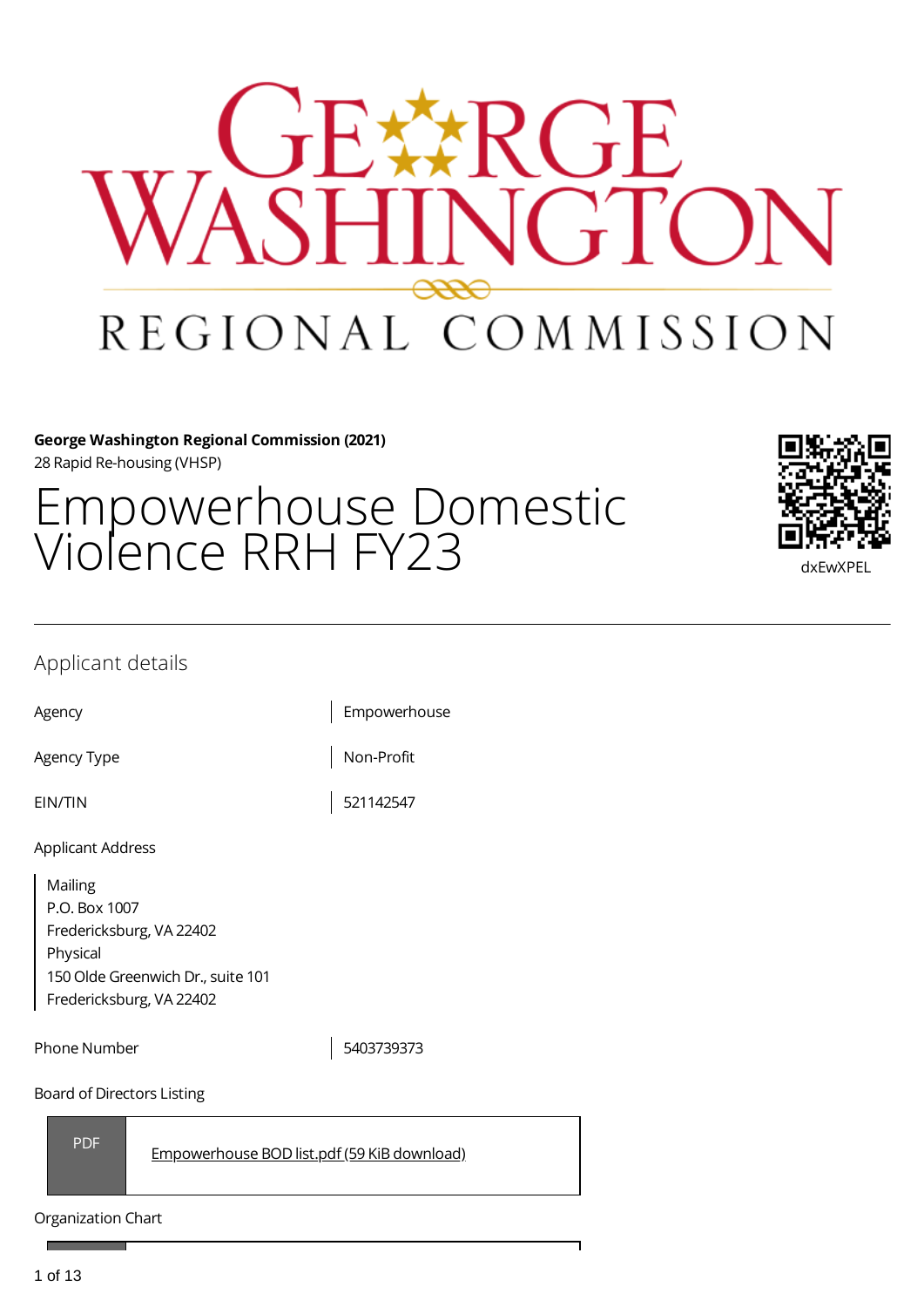**George Washington Regional Commission (2021)**
28 Rapid Re-housing (VHSP)

# Empowerhouse Domestic Violence RRH FY23

dxEwXPEL

## Applicant details

| | |
|---|---|
| Agency | Empowerhouse |
| Agency Type | Non-Profit |
| EIN/TIN | 521142547 |

Applicant Address

Mailing
P.O. Box 1007
Fredericksburg, VA 22402
Physical
150 Olde Greenwich Dr., suite 101
Fredericksburg, VA 22402

| | |
|---|---|
| Phone Number | 5403739373 |

Board of Directors Listing

PDF [Empowerhouse BOD list.pdf (59 KiB download)]

Organization Chart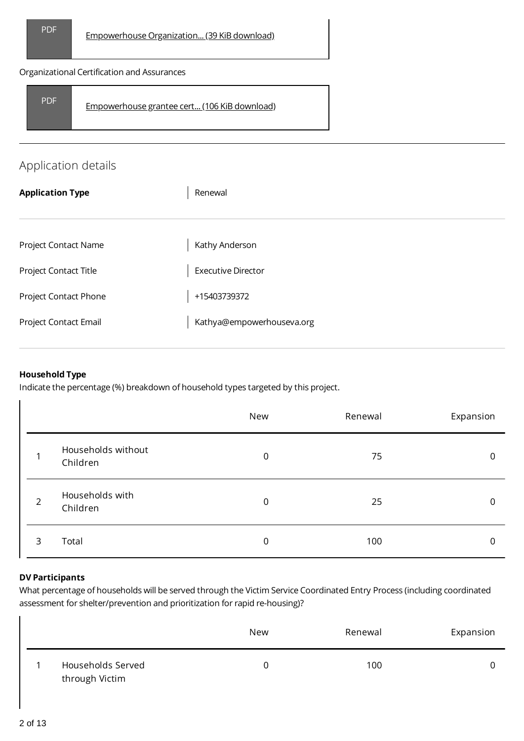PDF [Empowerhouse Organization... (39 KiB download)]

Organizational Certification and Assurances

PDF [Empowerhouse grantee cert... (106 KiB download)]

---

## Application details

| **Application Type** | Renewal |
|---|---|

| Project Contact Name | Kathy Anderson |
|---|---|
| Project Contact Title | Executive Director |
| Project Contact Phone | +15403739372 |
| Project Contact Email | Kathya@empowerhouseva.org |

**Household Type**
Indicate the percentage (%) breakdown of household types targeted by this project.

| | | New | Renewal | Expansion |
|---|---|---|---|---|
| 1 | Households without Children | 0 | 75 | 0 |
| 2 | Households with Children | 0 | 25 | 0 |
| 3 | Total | 0 | 100 | 0 |

**DV Participants**
What percentage of households will be served through the Victim Service Coordinated Entry Process (including coordinated assessment for shelter/prevention and prioritization for rapid re-housing)?

| | | New | Renewal | Expansion |
|---|---|---|---|---|
| 1 | Households Served through Victim | 0 | 100 | 0 |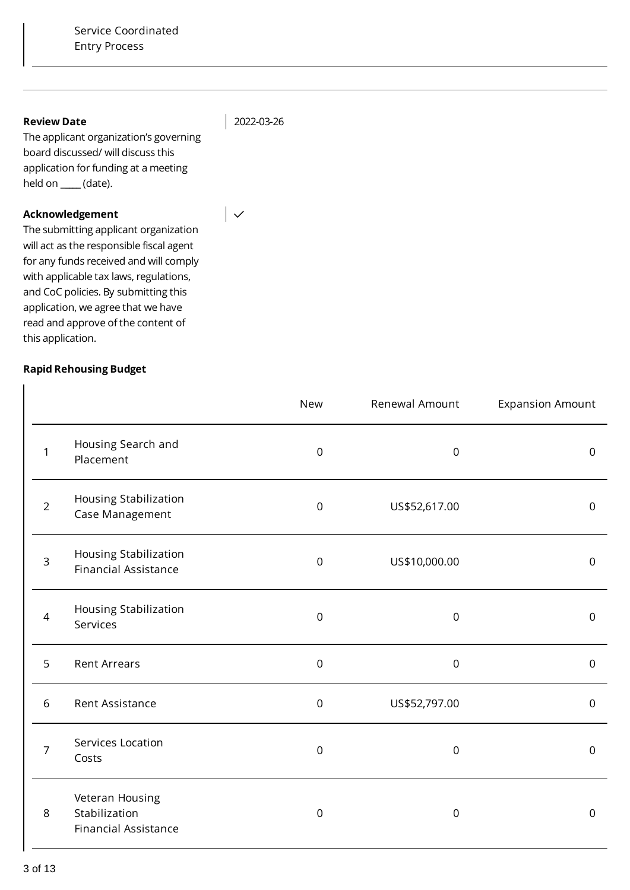Service Coordinated Entry Process

**Review Date**
The applicant organization's governing board discussed/ will discuss this application for funding at a meeting held on ____ (date).

2022-03-26

**Acknowledgement**
The submitting applicant organization will act as the responsible fiscal agent for any funds received and will comply with applicable tax laws, regulations, and CoC policies. By submitting this application, we agree that we have read and approve of the content of this application.

✓

**Rapid Rehousing Budget**

| | | New | Renewal Amount | Expansion Amount |
|---|---|---|---|---|
| 1 | Housing Search and Placement | 0 | 0 | 0 |
| 2 | Housing Stabilization Case Management | 0 | US$52,617.00 | 0 |
| 3 | Housing Stabilization Financial Assistance | 0 | US$10,000.00 | 0 |
| 4 | Housing Stabilization Services | 0 | 0 | 0 |
| 5 | Rent Arrears | 0 | 0 | 0 |
| 6 | Rent Assistance | 0 | US$52,797.00 | 0 |
| 7 | Services Location Costs | 0 | 0 | 0 |
| 8 | Veteran Housing Stabilization Financial Assistance | 0 | 0 | 0 |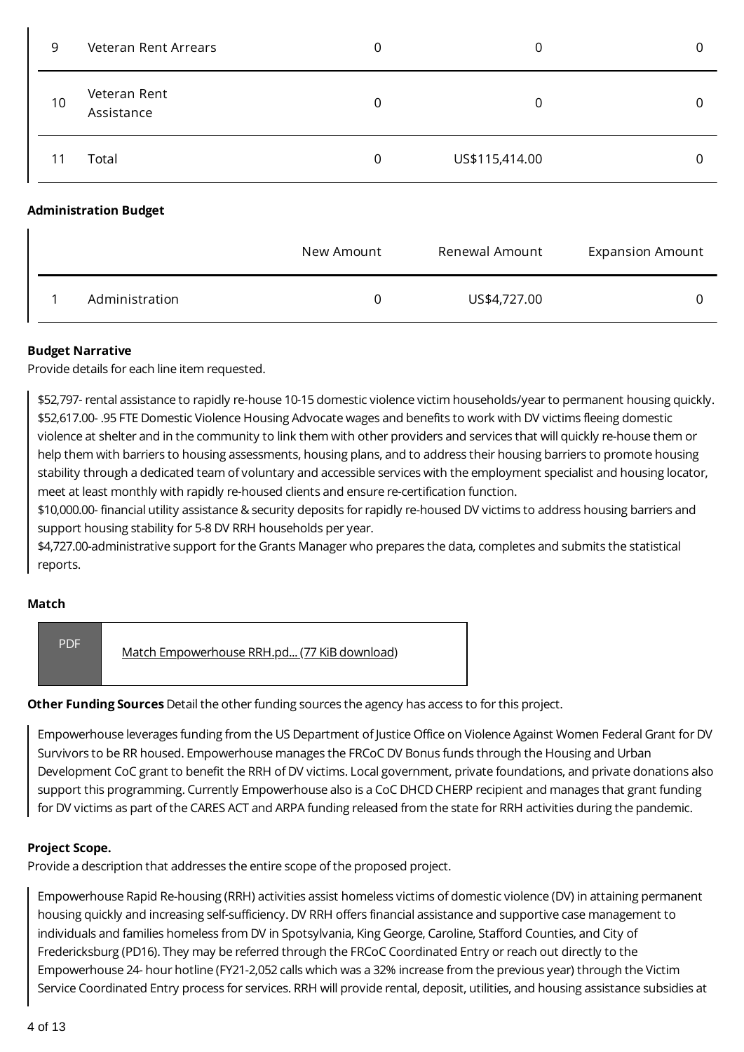| | | New Amount | Renewal Amount | Expansion Amount |
|---|---|---|---|---|
| 9 | Veteran Rent Arrears | 0 | 0 | 0 |
| 10 | Veteran Rent Assistance | 0 | 0 | 0 |
| 11 | Total | 0 | US$115,414.00 | 0 |

**Administration Budget**

| | | New Amount | Renewal Amount | Expansion Amount |
|---|---|---|---|---|
| 1 | Administration | 0 | US$4,727.00 | 0 |

**Budget Narrative**
Provide details for each line item requested.

$52,797- rental assistance to rapidly re-house 10-15 domestic violence victim households/year to permanent housing quickly.
$52,617.00- .95 FTE Domestic Violence Housing Advocate wages and benefits to work with DV victims fleeing domestic violence at shelter and in the community to link them with other providers and services that will quickly re-house them or help them with barriers to housing assessments, housing plans, and to address their housing barriers to promote housing stability through a dedicated team of voluntary and accessible services with the employment specialist and housing locator, meet at least monthly with rapidly re-housed clients and ensure re-certification function.
$10,000.00- financial utility assistance & security deposits for rapidly re-housed DV victims to address housing barriers and support housing stability for 5-8 DV RRH households per year.
$4,727.00-administrative support for the Grants Manager who prepares the data, completes and submits the statistical reports.

**Match**

PDF Match Empowerhouse RRH.pd... (77 KiB download)

**Other Funding Sources** Detail the other funding sources the agency has access to for this project.

Empowerhouse leverages funding from the US Department of Justice Office on Violence Against Women Federal Grant for DV Survivors to be RR housed. Empowerhouse manages the FRCoC DV Bonus funds through the Housing and Urban Development CoC grant to benefit the RRH of DV victims. Local government, private foundations, and private donations also support this programming. Currently Empowerhouse also is a CoC DHCD CHERP recipient and manages that grant funding for DV victims as part of the CARES ACT and ARPA funding released from the state for RRH activities during the pandemic.

**Project Scope.**
Provide a description that addresses the entire scope of the proposed project.

Empowerhouse Rapid Re-housing (RRH) activities assist homeless victims of domestic violence (DV) in attaining permanent housing quickly and increasing self-sufficiency. DV RRH offers financial assistance and supportive case management to individuals and families homeless from DV in Spotsylvania, King George, Caroline, Stafford Counties, and City of Fredericksburg (PD16). They may be referred through the FRCoC Coordinated Entry or reach out directly to the Empowerhouse 24- hour hotline (FY21-2,052 calls which was a 32% increase from the previous year) through the Victim Service Coordinated Entry process for services. RRH will provide rental, deposit, utilities, and housing assistance subsidies at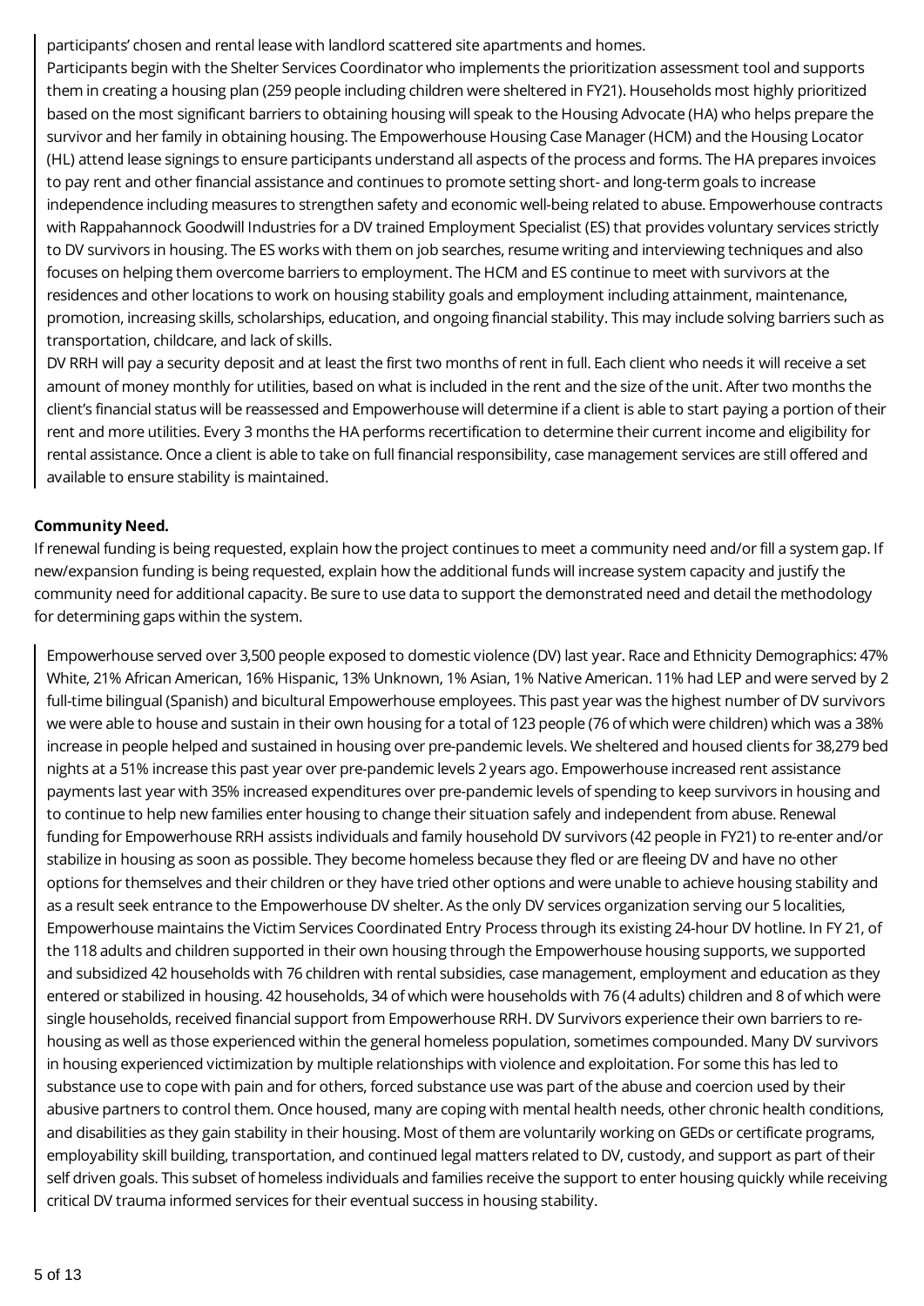participants' chosen and rental lease with landlord scattered site apartments and homes.

Participants begin with the Shelter Services Coordinator who implements the prioritization assessment tool and supports them in creating a housing plan (259 people including children were sheltered in FY21). Households most highly prioritized based on the most significant barriers to obtaining housing will speak to the Housing Advocate (HA) who helps prepare the survivor and her family in obtaining housing. The Empowerhouse Housing Case Manager (HCM) and the Housing Locator (HL) attend lease signings to ensure participants understand all aspects of the process and forms. The HA prepares invoices to pay rent and other financial assistance and continues to promote setting short- and long-term goals to increase independence including measures to strengthen safety and economic well-being related to abuse. Empowerhouse contracts with Rappahannock Goodwill Industries for a DV trained Employment Specialist (ES) that provides voluntary services strictly to DV survivors in housing. The ES works with them on job searches, resume writing and interviewing techniques and also focuses on helping them overcome barriers to employment. The HCM and ES continue to meet with survivors at the residences and other locations to work on housing stability goals and employment including attainment, maintenance, promotion, increasing skills, scholarships, education, and ongoing financial stability. This may include solving barriers such as transportation, childcare, and lack of skills.

DV RRH will pay a security deposit and at least the first two months of rent in full. Each client who needs it will receive a set amount of money monthly for utilities, based on what is included in the rent and the size of the unit. After two months the client's financial status will be reassessed and Empowerhouse will determine if a client is able to start paying a portion of their rent and more utilities. Every 3 months the HA performs recertification to determine their current income and eligibility for rental assistance. Once a client is able to take on full financial responsibility, case management services are still offered and available to ensure stability is maintained.

**Community Need.**

If renewal funding is being requested, explain how the project continues to meet a community need and/or fill a system gap. If new/expansion funding is being requested, explain how the additional funds will increase system capacity and justify the community need for additional capacity. Be sure to use data to support the demonstrated need and detail the methodology for determining gaps within the system.

Empowerhouse served over 3,500 people exposed to domestic violence (DV) last year. Race and Ethnicity Demographics: 47% White, 21% African American, 16% Hispanic, 13% Unknown, 1% Asian, 1% Native American. 11% had LEP and were served by 2 full-time bilingual (Spanish) and bicultural Empowerhouse employees. This past year was the highest number of DV survivors we were able to house and sustain in their own housing for a total of 123 people (76 of which were children) which was a 38% increase in people helped and sustained in housing over pre-pandemic levels. We sheltered and housed clients for 38,279 bed nights at a 51% increase this past year over pre-pandemic levels 2 years ago. Empowerhouse increased rent assistance payments last year with 35% increased expenditures over pre-pandemic levels of spending to keep survivors in housing and to continue to help new families enter housing to change their situation safely and independent from abuse. Renewal funding for Empowerhouse RRH assists individuals and family household DV survivors (42 people in FY21) to re-enter and/or stabilize in housing as soon as possible. They become homeless because they fled or are fleeing DV and have no other options for themselves and their children or they have tried other options and were unable to achieve housing stability and as a result seek entrance to the Empowerhouse DV shelter. As the only DV services organization serving our 5 localities, Empowerhouse maintains the Victim Services Coordinated Entry Process through its existing 24-hour DV hotline. In FY 21, of the 118 adults and children supported in their own housing through the Empowerhouse housing supports, we supported and subsidized 42 households with 76 children with rental subsidies, case management, employment and education as they entered or stabilized in housing. 42 households, 34 of which were households with 76 (4 adults) children and 8 of which were single households, received financial support from Empowerhouse RRH. DV Survivors experience their own barriers to re-housing as well as those experienced within the general homeless population, sometimes compounded. Many DV survivors in housing experienced victimization by multiple relationships with violence and exploitation. For some this has led to substance use to cope with pain and for others, forced substance use was part of the abuse and coercion used by their abusive partners to control them. Once housed, many are coping with mental health needs, other chronic health conditions, and disabilities as they gain stability in their housing. Most of them are voluntarily working on GEDs or certificate programs, employability skill building, transportation, and continued legal matters related to DV, custody, and support as part of their self driven goals. This subset of homeless individuals and families receive the support to enter housing quickly while receiving critical DV trauma informed services for their eventual success in housing stability.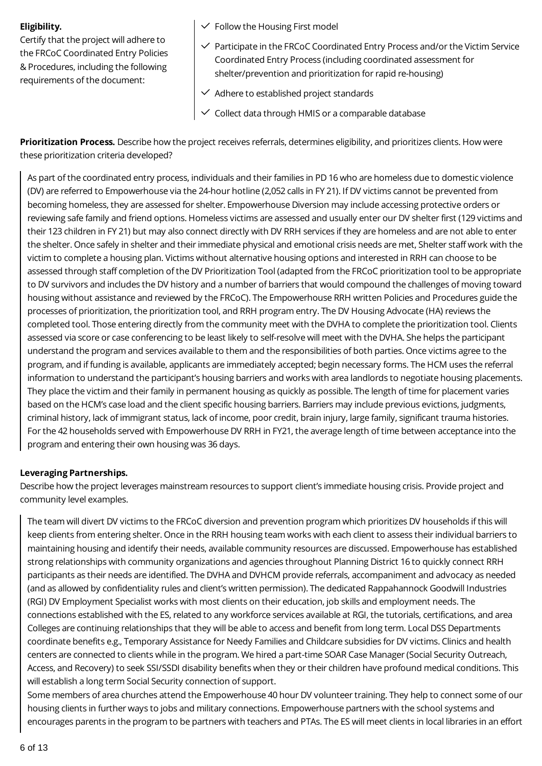**Eligibility.**

Certify that the project will adhere to the FRCoC Coordinated Entry Policies & Procedures, including the following requirements of the document:

- ✓ Follow the Housing First model
- ✓ Participate in the FRCoC Coordinated Entry Process and/or the Victim Service Coordinated Entry Process (including coordinated assessment for shelter/prevention and prioritization for rapid re-housing)
- ✓ Adhere to established project standards
- ✓ Collect data through HMIS or a comparable database

**Prioritization Process.** Describe how the project receives referrals, determines eligibility, and prioritizes clients. How were these prioritization criteria developed?

> As part of the coordinated entry process, individuals and their families in PD 16 who are homeless due to domestic violence (DV) are referred to Empowerhouse via the 24-hour hotline (2,052 calls in FY 21). If DV victims cannot be prevented from becoming homeless, they are assessed for shelter. Empowerhouse Diversion may include accessing protective orders or reviewing safe family and friend options. Homeless victims are assessed and usually enter our DV shelter first (129 victims and their 123 children in FY 21) but may also connect directly with DV RRH services if they are homeless and are not able to enter the shelter. Once safely in shelter and their immediate physical and emotional crisis needs are met, Shelter staff work with the victim to complete a housing plan. Victims without alternative housing options and interested in RRH can choose to be assessed through staff completion of the DV Prioritization Tool (adapted from the FRCoC prioritization tool to be appropriate to DV survivors and includes the DV history and a number of barriers that would compound the challenges of moving toward housing without assistance and reviewed by the FRCoC). The Empowerhouse RRH written Policies and Procedures guide the processes of prioritization, the prioritization tool, and RRH program entry. The DV Housing Advocate (HA) reviews the completed tool. Those entering directly from the community meet with the DVHA to complete the prioritization tool. Clients assessed via score or case conferencing to be least likely to self-resolve will meet with the DVHA. She helps the participant understand the program and services available to them and the responsibilities of both parties. Once victims agree to the program, and if funding is available, applicants are immediately accepted; begin necessary forms. The HCM uses the referral information to understand the participant's housing barriers and works with area landlords to negotiate housing placements. They place the victim and their family in permanent housing as quickly as possible. The length of time for placement varies based on the HCM's case load and the client specific housing barriers. Barriers may include previous evictions, judgments, criminal history, lack of immigrant status, lack of income, poor credit, brain injury, large family, significant trauma histories. For the 42 households served with Empowerhouse DV RRH in FY21, the average length of time between acceptance into the program and entering their own housing was 36 days.

**Leveraging Partnerships.**

Describe how the project leverages mainstream resources to support client's immediate housing crisis. Provide project and community level examples.

> The team will divert DV victims to the FRCoC diversion and prevention program which prioritizes DV households if this will keep clients from entering shelter. Once in the RRH housing team works with each client to assess their individual barriers to maintaining housing and identify their needs, available community resources are discussed. Empowerhouse has established strong relationships with community organizations and agencies throughout Planning District 16 to quickly connect RRH participants as their needs are identified. The DVHA and DVHCM provide referrals, accompaniment and advocacy as needed (and as allowed by confidentiality rules and client's written permission). The dedicated Rappahannock Goodwill Industries (RGI) DV Employment Specialist works with most clients on their education, job skills and employment needs. The connections established with the ES, related to any workforce services available at RGI, the tutorials, certifications, and area Colleges are continuing relationships that they will be able to access and benefit from long term. Local DSS Departments coordinate benefits e.g., Temporary Assistance for Needy Families and Childcare subsidies for DV victims. Clinics and health centers are connected to clients while in the program. We hired a part-time SOAR Case Manager (Social Security Outreach, Access, and Recovery) to seek SSI/SSDI disability benefits when they or their children have profound medical conditions. This will establish a long term Social Security connection of support.
>
> Some members of area churches attend the Empowerhouse 40 hour DV volunteer training. They help to connect some of our housing clients in further ways to jobs and military connections. Empowerhouse partners with the school systems and encourages parents in the program to be partners with teachers and PTAs. The ES will meet clients in local libraries in an effort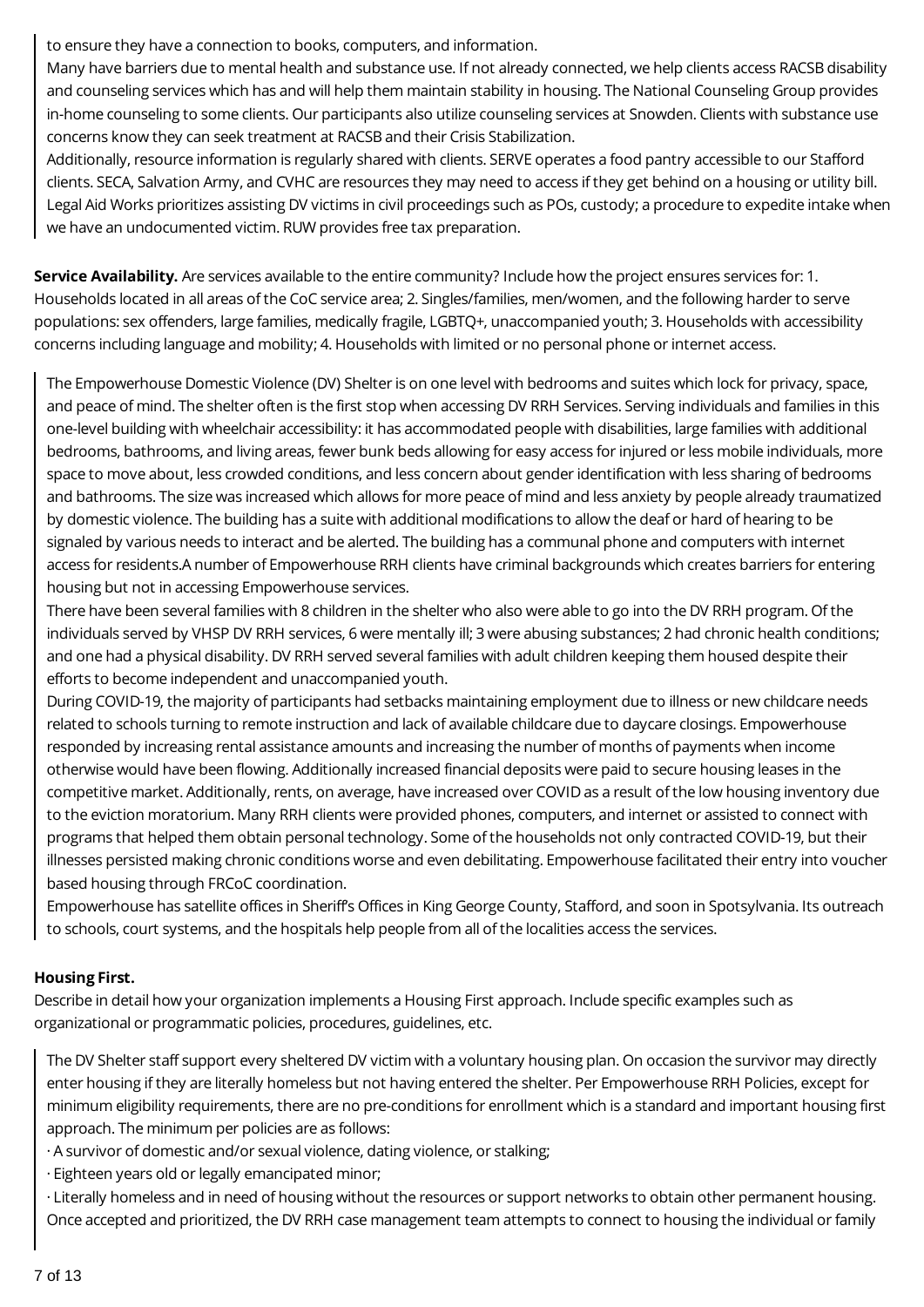to ensure they have a connection to books, computers, and information.

Many have barriers due to mental health and substance use. If not already connected, we help clients access RACSB disability and counseling services which has and will help them maintain stability in housing. The National Counseling Group provides in-home counseling to some clients. Our participants also utilize counseling services at Snowden. Clients with substance use concerns know they can seek treatment at RACSB and their Crisis Stabilization.

Additionally, resource information is regularly shared with clients. SERVE operates a food pantry accessible to our Stafford clients. SECA, Salvation Army, and CVHC are resources they may need to access if they get behind on a housing or utility bill. Legal Aid Works prioritizes assisting DV victims in civil proceedings such as POs, custody; a procedure to expedite intake when we have an undocumented victim. RUW provides free tax preparation.

**Service Availability.** Are services available to the entire community? Include how the project ensures services for: 1. Households located in all areas of the CoC service area; 2. Singles/families, men/women, and the following harder to serve populations: sex offenders, large families, medically fragile, LGBTQ+, unaccompanied youth; 3. Households with accessibility concerns including language and mobility; 4. Households with limited or no personal phone or internet access.

The Empowerhouse Domestic Violence (DV) Shelter is on one level with bedrooms and suites which lock for privacy, space, and peace of mind. The shelter often is the first stop when accessing DV RRH Services. Serving individuals and families in this one-level building with wheelchair accessibility: it has accommodated people with disabilities, large families with additional bedrooms, bathrooms, and living areas, fewer bunk beds allowing for easy access for injured or less mobile individuals, more space to move about, less crowded conditions, and less concern about gender identification with less sharing of bedrooms and bathrooms. The size was increased which allows for more peace of mind and less anxiety by people already traumatized by domestic violence. The building has a suite with additional modifications to allow the deaf or hard of hearing to be signaled by various needs to interact and be alerted. The building has a communal phone and computers with internet access for residents.A number of Empowerhouse RRH clients have criminal backgrounds which creates barriers for entering housing but not in accessing Empowerhouse services.

There have been several families with 8 children in the shelter who also were able to go into the DV RRH program. Of the individuals served by VHSP DV RRH services, 6 were mentally ill; 3 were abusing substances; 2 had chronic health conditions; and one had a physical disability. DV RRH served several families with adult children keeping them housed despite their efforts to become independent and unaccompanied youth.

During COVID-19, the majority of participants had setbacks maintaining employment due to illness or new childcare needs related to schools turning to remote instruction and lack of available childcare due to daycare closings. Empowerhouse responded by increasing rental assistance amounts and increasing the number of months of payments when income otherwise would have been flowing. Additionally increased financial deposits were paid to secure housing leases in the competitive market. Additionally, rents, on average, have increased over COVID as a result of the low housing inventory due to the eviction moratorium. Many RRH clients were provided phones, computers, and internet or assisted to connect with programs that helped them obtain personal technology. Some of the households not only contracted COVID-19, but their illnesses persisted making chronic conditions worse and even debilitating. Empowerhouse facilitated their entry into voucher based housing through FRCoC coordination.

Empowerhouse has satellite offices in Sheriff's Offices in King George County, Stafford, and soon in Spotsylvania. Its outreach to schools, court systems, and the hospitals help people from all of the localities access the services.

**Housing First.**

Describe in detail how your organization implements a Housing First approach. Include specific examples such as organizational or programmatic policies, procedures, guidelines, etc.

The DV Shelter staff support every sheltered DV victim with a voluntary housing plan. On occasion the survivor may directly enter housing if they are literally homeless but not having entered the shelter. Per Empowerhouse RRH Policies, except for minimum eligibility requirements, there are no pre-conditions for enrollment which is a standard and important housing first approach. The minimum per policies are as follows:

· A survivor of domestic and/or sexual violence, dating violence, or stalking;

· Eighteen years old or legally emancipated minor;

· Literally homeless and in need of housing without the resources or support networks to obtain other permanent housing.

Once accepted and prioritized, the DV RRH case management team attempts to connect to housing the individual or family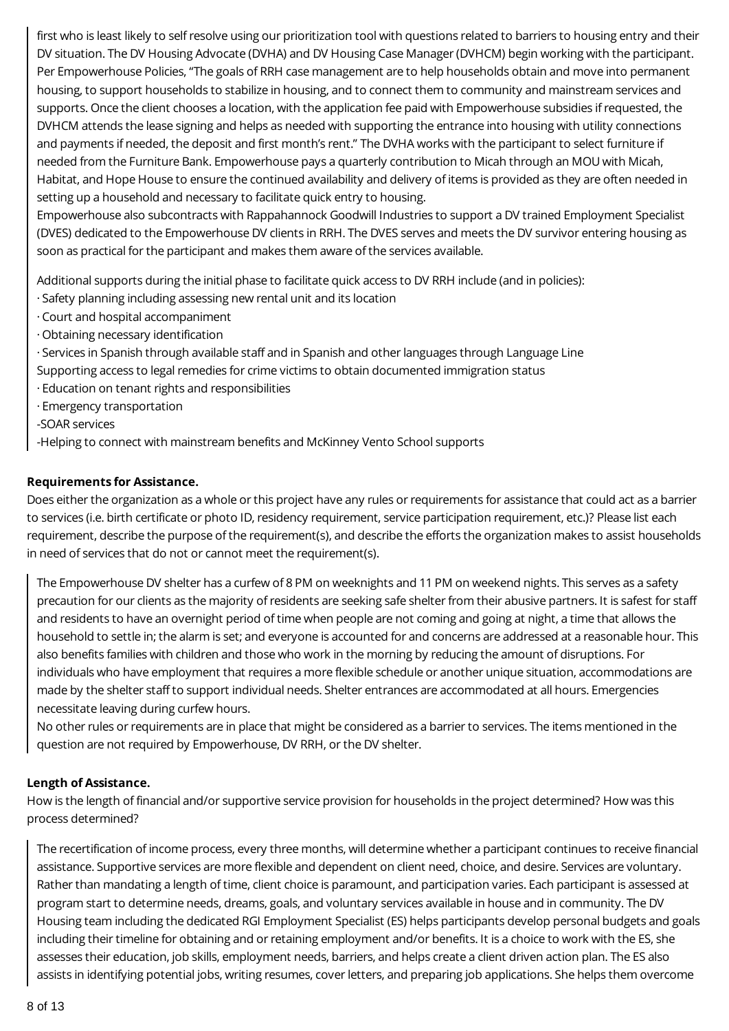first who is least likely to self resolve using our prioritization tool with questions related to barriers to housing entry and their DV situation. The DV Housing Advocate (DVHA) and DV Housing Case Manager (DVHCM) begin working with the participant. Per Empowerhouse Policies, "The goals of RRH case management are to help households obtain and move into permanent housing, to support households to stabilize in housing, and to connect them to community and mainstream services and supports. Once the client chooses a location, with the application fee paid with Empowerhouse subsidies if requested, the DVHCM attends the lease signing and helps as needed with supporting the entrance into housing with utility connections and payments if needed, the deposit and first month's rent." The DVHA works with the participant to select furniture if needed from the Furniture Bank. Empowerhouse pays a quarterly contribution to Micah through an MOU with Micah, Habitat, and Hope House to ensure the continued availability and delivery of items is provided as they are often needed in setting up a household and necessary to facilitate quick entry to housing.
Empowerhouse also subcontracts with Rappahannock Goodwill Industries to support a DV trained Employment Specialist (DVES) dedicated to the Empowerhouse DV clients in RRH. The DVES serves and meets the DV survivor entering housing as soon as practical for the participant and makes them aware of the services available.

Additional supports during the initial phase to facilitate quick access to DV RRH include (and in policies):
· Safety planning including assessing new rental unit and its location
· Court and hospital accompaniment
· Obtaining necessary identification
· Services in Spanish through available staff and in Spanish and other languages through Language Line
Supporting access to legal remedies for crime victims to obtain documented immigration status
· Education on tenant rights and responsibilities
· Emergency transportation
-SOAR services
-Helping to connect with mainstream benefits and McKinney Vento School supports

**Requirements for Assistance.**

Does either the organization as a whole or this project have any rules or requirements for assistance that could act as a barrier to services (i.e. birth certificate or photo ID, residency requirement, service participation requirement, etc.)? Please list each requirement, describe the purpose of the requirement(s), and describe the efforts the organization makes to assist households in need of services that do not or cannot meet the requirement(s).

The Empowerhouse DV shelter has a curfew of 8 PM on weeknights and 11 PM on weekend nights. This serves as a safety precaution for our clients as the majority of residents are seeking safe shelter from their abusive partners. It is safest for staff and residents to have an overnight period of time when people are not coming and going at night, a time that allows the household to settle in; the alarm is set; and everyone is accounted for and concerns are addressed at a reasonable hour. This also benefits families with children and those who work in the morning by reducing the amount of disruptions. For individuals who have employment that requires a more flexible schedule or another unique situation, accommodations are made by the shelter staff to support individual needs. Shelter entrances are accommodated at all hours. Emergencies necessitate leaving during curfew hours.
No other rules or requirements are in place that might be considered as a barrier to services. The items mentioned in the question are not required by Empowerhouse, DV RRH, or the DV shelter.

**Length of Assistance.**

How is the length of financial and/or supportive service provision for households in the project determined? How was this process determined?

The recertification of income process, every three months, will determine whether a participant continues to receive financial assistance. Supportive services are more flexible and dependent on client need, choice, and desire. Services are voluntary. Rather than mandating a length of time, client choice is paramount, and participation varies. Each participant is assessed at program start to determine needs, dreams, goals, and voluntary services available in house and in community. The DV Housing team including the dedicated RGI Employment Specialist (ES) helps participants develop personal budgets and goals including their timeline for obtaining and or retaining employment and/or benefits. It is a choice to work with the ES, she assesses their education, job skills, employment needs, barriers, and helps create a client driven action plan. The ES also assists in identifying potential jobs, writing resumes, cover letters, and preparing job applications. She helps them overcome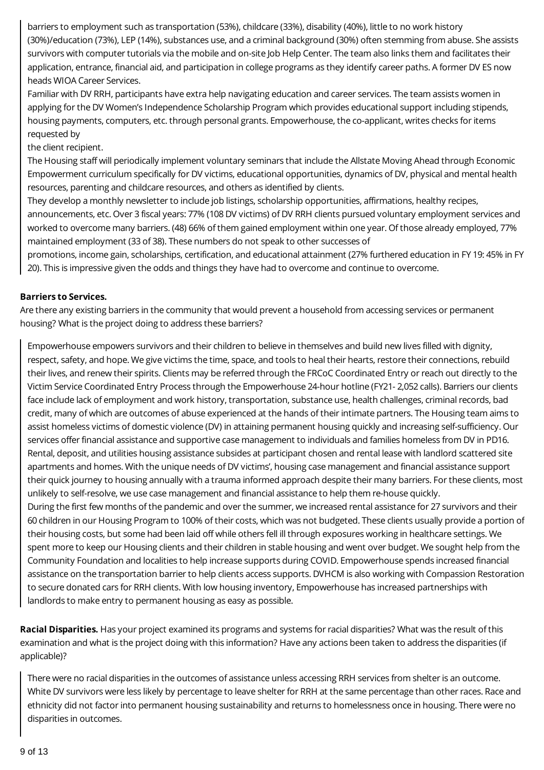barriers to employment such as transportation (53%), childcare (33%), disability (40%), little to no work history (30%)/education (73%), LEP (14%), substances use, and a criminal background (30%) often stemming from abuse. She assists survivors with computer tutorials via the mobile and on-site Job Help Center. The team also links them and facilitates their application, entrance, financial aid, and participation in college programs as they identify career paths. A former DV ES now heads WIOA Career Services.

Familiar with DV RRH, participants have extra help navigating education and career services. The team assists women in applying for the DV Women's Independence Scholarship Program which provides educational support including stipends, housing payments, computers, etc. through personal grants. Empowerhouse, the co-applicant, writes checks for items requested by

the client recipient.

The Housing staff will periodically implement voluntary seminars that include the Allstate Moving Ahead through Economic Empowerment curriculum specifically for DV victims, educational opportunities, dynamics of DV, physical and mental health resources, parenting and childcare resources, and others as identified by clients.

They develop a monthly newsletter to include job listings, scholarship opportunities, affirmations, healthy recipes, announcements, etc. Over 3 fiscal years: 77% (108 DV victims) of DV RRH clients pursued voluntary employment services and worked to overcome many barriers. (48) 66% of them gained employment within one year. Of those already employed, 77% maintained employment (33 of 38). These numbers do not speak to other successes of

promotions, income gain, scholarships, certification, and educational attainment (27% furthered education in FY 19: 45% in FY 20). This is impressive given the odds and things they have had to overcome and continue to overcome.

**Barriers to Services.**

Are there any existing barriers in the community that would prevent a household from accessing services or permanent housing? What is the project doing to address these barriers?

Empowerhouse empowers survivors and their children to believe in themselves and build new lives filled with dignity, respect, safety, and hope. We give victims the time, space, and tools to heal their hearts, restore their connections, rebuild their lives, and renew their spirits. Clients may be referred through the FRCoC Coordinated Entry or reach out directly to the Victim Service Coordinated Entry Process through the Empowerhouse 24-hour hotline (FY21- 2,052 calls). Barriers our clients face include lack of employment and work history, transportation, substance use, health challenges, criminal records, bad credit, many of which are outcomes of abuse experienced at the hands of their intimate partners. The Housing team aims to assist homeless victims of domestic violence (DV) in attaining permanent housing quickly and increasing self-sufficiency. Our services offer financial assistance and supportive case management to individuals and families homeless from DV in PD16. Rental, deposit, and utilities housing assistance subsides at participant chosen and rental lease with landlord scattered site apartments and homes. With the unique needs of DV victims', housing case management and financial assistance support their quick journey to housing annually with a trauma informed approach despite their many barriers. For these clients, most unlikely to self-resolve, we use case management and financial assistance to help them re-house quickly.

During the first few months of the pandemic and over the summer, we increased rental assistance for 27 survivors and their 60 children in our Housing Program to 100% of their costs, which was not budgeted. These clients usually provide a portion of their housing costs, but some had been laid off while others fell ill through exposures working in healthcare settings. We spent more to keep our Housing clients and their children in stable housing and went over budget. We sought help from the Community Foundation and localities to help increase supports during COVID. Empowerhouse spends increased financial assistance on the transportation barrier to help clients access supports. DVHCM is also working with Compassion Restoration to secure donated cars for RRH clients. With low housing inventory, Empowerhouse has increased partnerships with landlords to make entry to permanent housing as easy as possible.

**Racial Disparities.** Has your project examined its programs and systems for racial disparities? What was the result of this examination and what is the project doing with this information? Have any actions been taken to address the disparities (if applicable)?

There were no racial disparities in the outcomes of assistance unless accessing RRH services from shelter is an outcome. White DV survivors were less likely by percentage to leave shelter for RRH at the same percentage than other races. Race and ethnicity did not factor into permanent housing sustainability and returns to homelessness once in housing. There were no disparities in outcomes.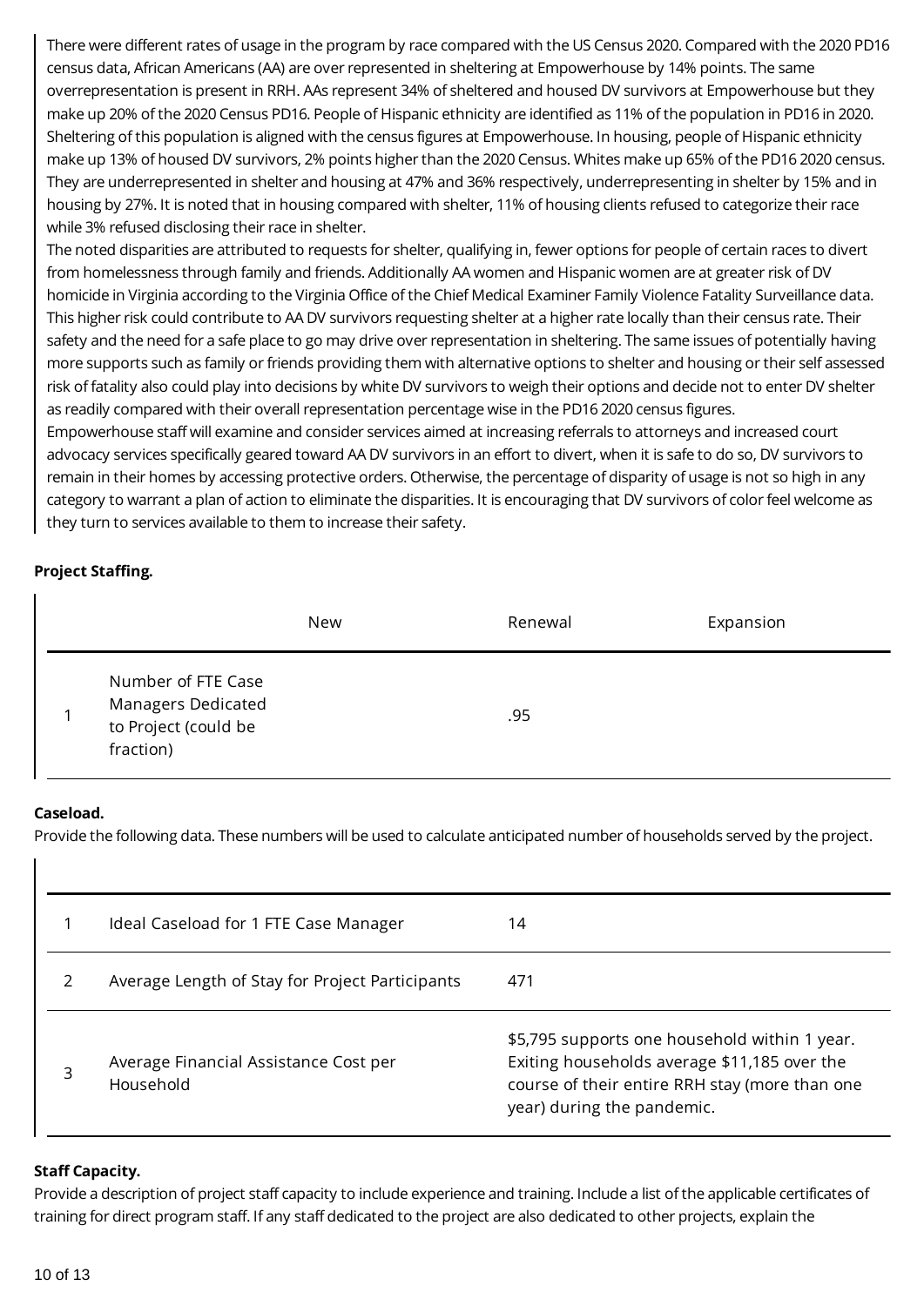There were different rates of usage in the program by race compared with the US Census 2020. Compared with the 2020 PD16 census data, African Americans (AA) are over represented in sheltering at Empowerhouse by 14% points. The same overrepresentation is present in RRH. AAs represent 34% of sheltered and housed DV survivors at Empowerhouse but they make up 20% of the 2020 Census PD16. People of Hispanic ethnicity are identified as 11% of the population in PD16 in 2020. Sheltering of this population is aligned with the census figures at Empowerhouse. In housing, people of Hispanic ethnicity make up 13% of housed DV survivors, 2% points higher than the 2020 Census. Whites make up 65% of the PD16 2020 census. They are underrepresented in shelter and housing at 47% and 36% respectively, underrepresenting in shelter by 15% and in housing by 27%. It is noted that in housing compared with shelter, 11% of housing clients refused to categorize their race while 3% refused disclosing their race in shelter.

The noted disparities are attributed to requests for shelter, qualifying in, fewer options for people of certain races to divert from homelessness through family and friends. Additionally AA women and Hispanic women are at greater risk of DV homicide in Virginia according to the Virginia Office of the Chief Medical Examiner Family Violence Fatality Surveillance data. This higher risk could contribute to AA DV survivors requesting shelter at a higher rate locally than their census rate. Their safety and the need for a safe place to go may drive over representation in sheltering. The same issues of potentially having more supports such as family or friends providing them with alternative options to shelter and housing or their self assessed risk of fatality also could play into decisions by white DV survivors to weigh their options and decide not to enter DV shelter as readily compared with their overall representation percentage wise in the PD16 2020 census figures.

Empowerhouse staff will examine and consider services aimed at increasing referrals to attorneys and increased court advocacy services specifically geared toward AA DV survivors in an effort to divert, when it is safe to do so, DV survivors to remain in their homes by accessing protective orders. Otherwise, the percentage of disparity of usage is not so high in any category to warrant a plan of action to eliminate the disparities. It is encouraging that DV survivors of color feel welcome as they turn to services available to them to increase their safety.

**Project Staffing.**

| | | New | Renewal | Expansion |
|---|---|---|---|---|
| 1 | Number of FTE Case Managers Dedicated to Project (could be fraction) | | .95 | |

**Caseload.**

Provide the following data. These numbers will be used to calculate anticipated number of households served by the project.

| | | |
|---|---|---|
| 1 | Ideal Caseload for 1 FTE Case Manager | 14 |
| 2 | Average Length of Stay for Project Participants | 471 |
| 3 | Average Financial Assistance Cost per Household | $5,795 supports one household within 1 year. Exiting households average $11,185 over the course of their entire RRH stay (more than one year) during the pandemic. |

**Staff Capacity.**

Provide a description of project staff capacity to include experience and training. Include a list of the applicable certificates of training for direct program staff. If any staff dedicated to the project are also dedicated to other projects, explain the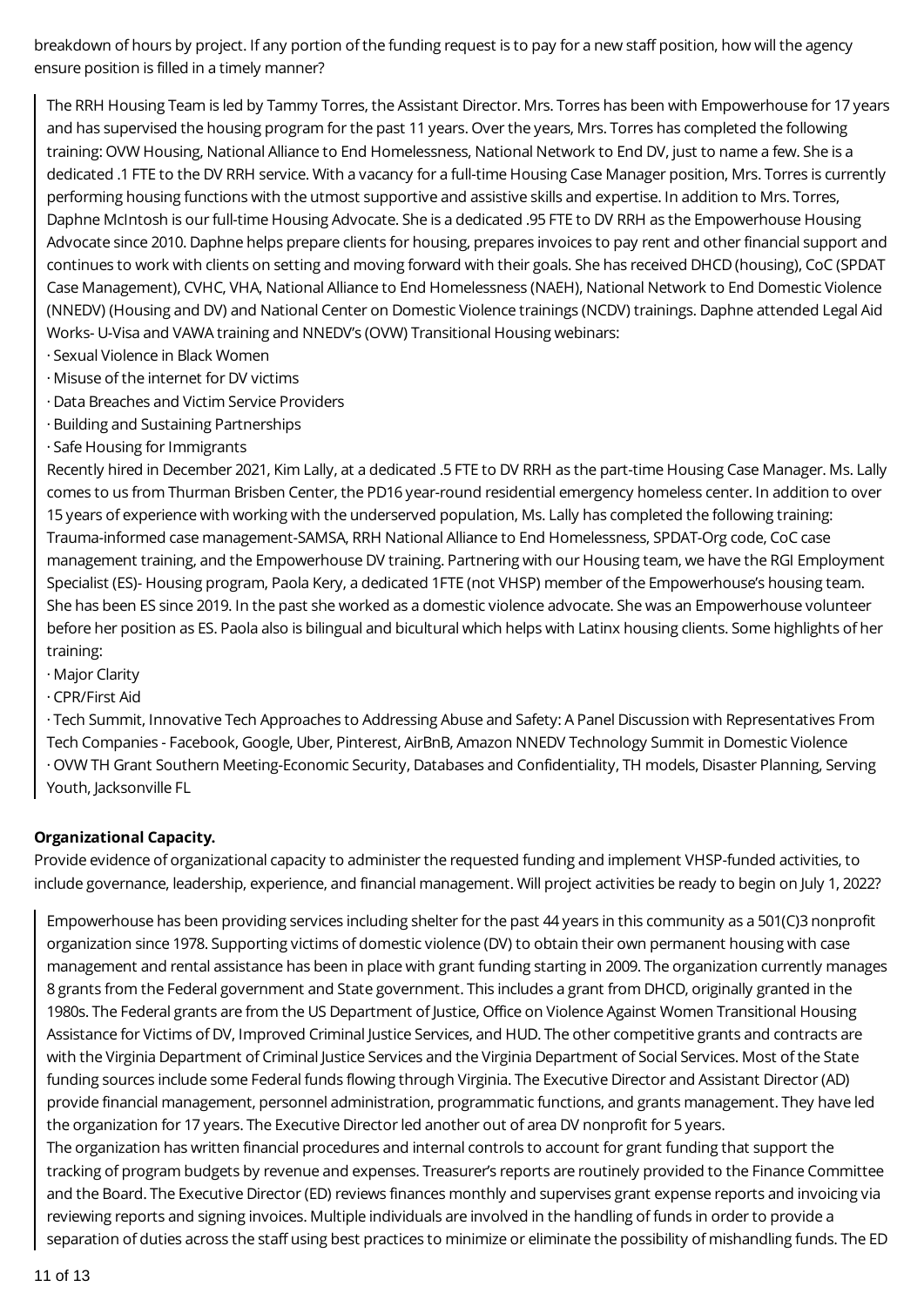breakdown of hours by project. If any portion of the funding request is to pay for a new staff position, how will the agency ensure position is filled in a timely manner?

> The RRH Housing Team is led by Tammy Torres, the Assistant Director. Mrs. Torres has been with Empowerhouse for 17 years and has supervised the housing program for the past 11 years. Over the years, Mrs. Torres has completed the following training: OVW Housing, National Alliance to End Homelessness, National Network to End DV, just to name a few. She is a dedicated .1 FTE to the DV RRH service. With a vacancy for a full-time Housing Case Manager position, Mrs. Torres is currently performing housing functions with the utmost supportive and assistive skills and expertise. In addition to Mrs. Torres, Daphne McIntosh is our full-time Housing Advocate. She is a dedicated .95 FTE to DV RRH as the Empowerhouse Housing Advocate since 2010. Daphne helps prepare clients for housing, prepares invoices to pay rent and other financial support and continues to work with clients on setting and moving forward with their goals. She has received DHCD (housing), CoC (SPDAT Case Management), CVHC, VHA, National Alliance to End Homelessness (NAEH), National Network to End Domestic Violence (NNEDV) (Housing and DV) and National Center on Domestic Violence trainings (NCDV) trainings. Daphne attended Legal Aid Works- U-Visa and VAWA training and NNEDV's (OVW) Transitional Housing webinars:
> 
> · Sexual Violence in Black Women
> · Misuse of the internet for DV victims
> · Data Breaches and Victim Service Providers
> · Building and Sustaining Partnerships
> · Safe Housing for Immigrants
> 
> Recently hired in December 2021, Kim Lally, at a dedicated .5 FTE to DV RRH as the part-time Housing Case Manager. Ms. Lally comes to us from Thurman Brisben Center, the PD16 year-round residential emergency homeless center. In addition to over 15 years of experience with working with the underserved population, Ms. Lally has completed the following training: Trauma-informed case management-SAMSA, RRH National Alliance to End Homelessness, SPDAT-Org code, CoC case management training, and the Empowerhouse DV training. Partnering with our Housing team, we have the RGI Employment Specialist (ES)- Housing program, Paola Kery, a dedicated 1FTE (not VHSP) member of the Empowerhouse's housing team. She has been ES since 2019. In the past she worked as a domestic violence advocate. She was an Empowerhouse volunteer before her position as ES. Paola also is bilingual and bicultural which helps with Latinx housing clients. Some highlights of her training:
> 
> · Major Clarity
> · CPR/First Aid
> · Tech Summit, Innovative Tech Approaches to Addressing Abuse and Safety: A Panel Discussion with Representatives From Tech Companies - Facebook, Google, Uber, Pinterest, AirBnB, Amazon NNEDV Technology Summit in Domestic Violence
> · OVW TH Grant Southern Meeting-Economic Security, Databases and Confidentiality, TH models, Disaster Planning, Serving Youth, Jacksonville FL

**Organizational Capacity.**

Provide evidence of organizational capacity to administer the requested funding and implement VHSP-funded activities, to include governance, leadership, experience, and financial management. Will project activities be ready to begin on July 1, 2022?

> Empowerhouse has been providing services including shelter for the past 44 years in this community as a 501(C)3 nonprofit organization since 1978. Supporting victims of domestic violence (DV) to obtain their own permanent housing with case management and rental assistance has been in place with grant funding starting in 2009. The organization currently manages 8 grants from the Federal government and State government. This includes a grant from DHCD, originally granted in the 1980s. The Federal grants are from the US Department of Justice, Office on Violence Against Women Transitional Housing Assistance for Victims of DV, Improved Criminal Justice Services, and HUD. The other competitive grants and contracts are with the Virginia Department of Criminal Justice Services and the Virginia Department of Social Services. Most of the State funding sources include some Federal funds flowing through Virginia. The Executive Director and Assistant Director (AD) provide financial management, personnel administration, programmatic functions, and grants management. They have led the organization for 17 years. The Executive Director led another out of area DV nonprofit for 5 years.
> 
> The organization has written financial procedures and internal controls to account for grant funding that support the tracking of program budgets by revenue and expenses. Treasurer's reports are routinely provided to the Finance Committee and the Board. The Executive Director (ED) reviews finances monthly and supervises grant expense reports and invoicing via reviewing reports and signing invoices. Multiple individuals are involved in the handling of funds in order to provide a separation of duties across the staff using best practices to minimize or eliminate the possibility of mishandling funds. The ED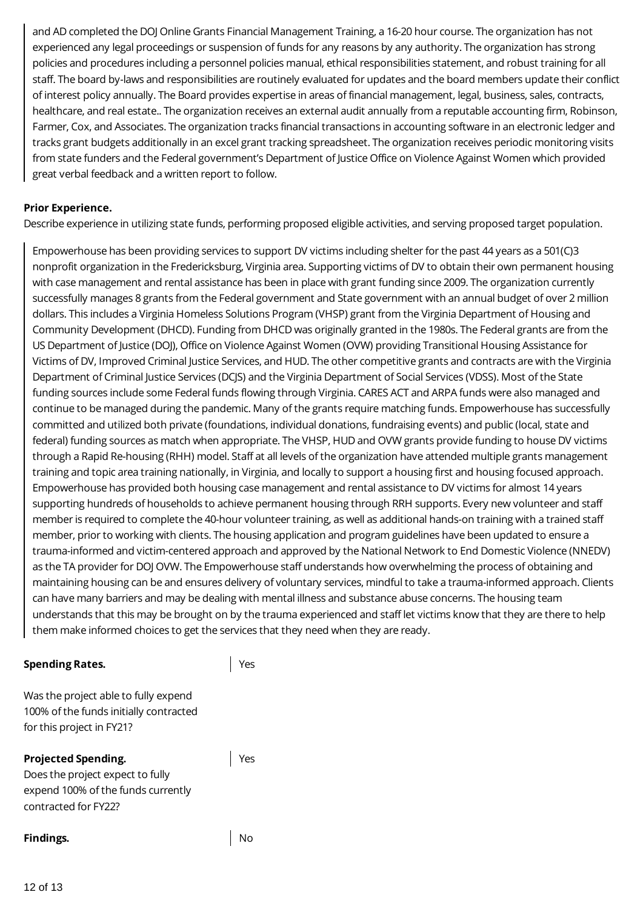and AD completed the DOJ Online Grants Financial Management Training, a 16-20 hour course. The organization has not experienced any legal proceedings or suspension of funds for any reasons by any authority. The organization has strong policies and procedures including a personnel policies manual, ethical responsibilities statement, and robust training for all staff. The board by-laws and responsibilities are routinely evaluated for updates and the board members update their conflict of interest policy annually. The Board provides expertise in areas of financial management, legal, business, sales, contracts, healthcare, and real estate.. The organization receives an external audit annually from a reputable accounting firm, Robinson, Farmer, Cox, and Associates. The organization tracks financial transactions in accounting software in an electronic ledger and tracks grant budgets additionally in an excel grant tracking spreadsheet. The organization receives periodic monitoring visits from state funders and the Federal government's Department of Justice Office on Violence Against Women which provided great verbal feedback and a written report to follow.

**Prior Experience.**

Describe experience in utilizing state funds, performing proposed eligible activities, and serving proposed target population.

Empowerhouse has been providing services to support DV victims including shelter for the past 44 years as a 501(C)3 nonprofit organization in the Fredericksburg, Virginia area. Supporting victims of DV to obtain their own permanent housing with case management and rental assistance has been in place with grant funding since 2009. The organization currently successfully manages 8 grants from the Federal government and State government with an annual budget of over 2 million dollars. This includes a Virginia Homeless Solutions Program (VHSP) grant from the Virginia Department of Housing and Community Development (DHCD). Funding from DHCD was originally granted in the 1980s. The Federal grants are from the US Department of Justice (DOJ), Office on Violence Against Women (OVW) providing Transitional Housing Assistance for Victims of DV, Improved Criminal Justice Services, and HUD. The other competitive grants and contracts are with the Virginia Department of Criminal Justice Services (DCJS) and the Virginia Department of Social Services (VDSS). Most of the State funding sources include some Federal funds flowing through Virginia. CARES ACT and ARPA funds were also managed and continue to be managed during the pandemic. Many of the grants require matching funds. Empowerhouse has successfully committed and utilized both private (foundations, individual donations, fundraising events) and public (local, state and federal) funding sources as match when appropriate. The VHSP, HUD and OVW grants provide funding to house DV victims through a Rapid Re-housing (RHH) model. Staff at all levels of the organization have attended multiple grants management training and topic area training nationally, in Virginia, and locally to support a housing first and housing focused approach. Empowerhouse has provided both housing case management and rental assistance to DV victims for almost 14 years supporting hundreds of households to achieve permanent housing through RRH supports. Every new volunteer and staff member is required to complete the 40-hour volunteer training, as well as additional hands-on training with a trained staff member, prior to working with clients. The housing application and program guidelines have been updated to ensure a trauma-informed and victim-centered approach and approved by the National Network to End Domestic Violence (NNEDV) as the TA provider for DOJ OVW. The Empowerhouse staff understands how overwhelming the process of obtaining and maintaining housing can be and ensures delivery of voluntary services, mindful to take a trauma-informed approach. Clients can have many barriers and may be dealing with mental illness and substance abuse concerns. The housing team understands that this may be brought on by the trauma experienced and staff let victims know that they are there to help them make informed choices to get the services that they need when they are ready.

**Spending Rates.**

Was the project able to fully expend 100% of the funds initially contracted for this project in FY21?

Yes

**Projected Spending.**

Does the project expect to fully expend 100% of the funds currently contracted for FY22?

Yes

**Findings.**

No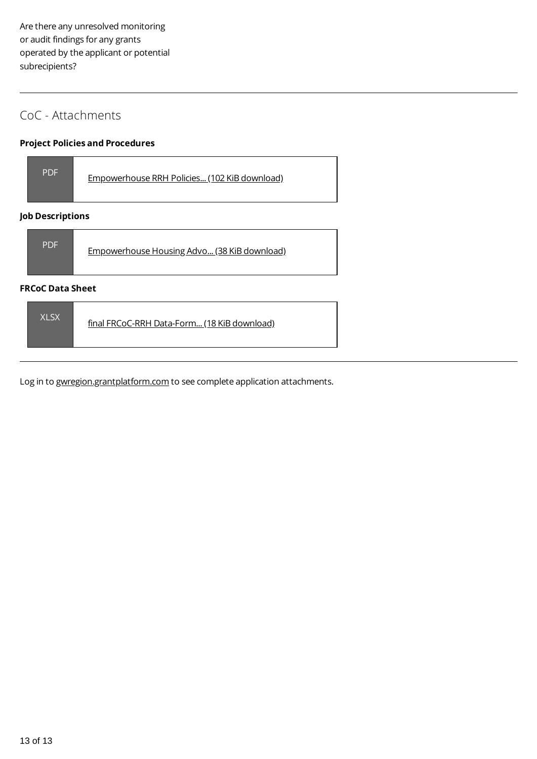Are there any unresolved monitoring or audit findings for any grants operated by the applicant or potential subrecipients?

---

## CoC - Attachments

**Project Policies and Procedures**

PDF — Empowerhouse RRH Policies... (102 KiB download)

**Job Descriptions**

PDF — Empowerhouse Housing Advo... (38 KiB download)

**FRCoC Data Sheet**

XLSX — final FRCoC-RRH Data-Form... (18 KiB download)

---

Log in to gwregion.grantplatform.com to see complete application attachments.